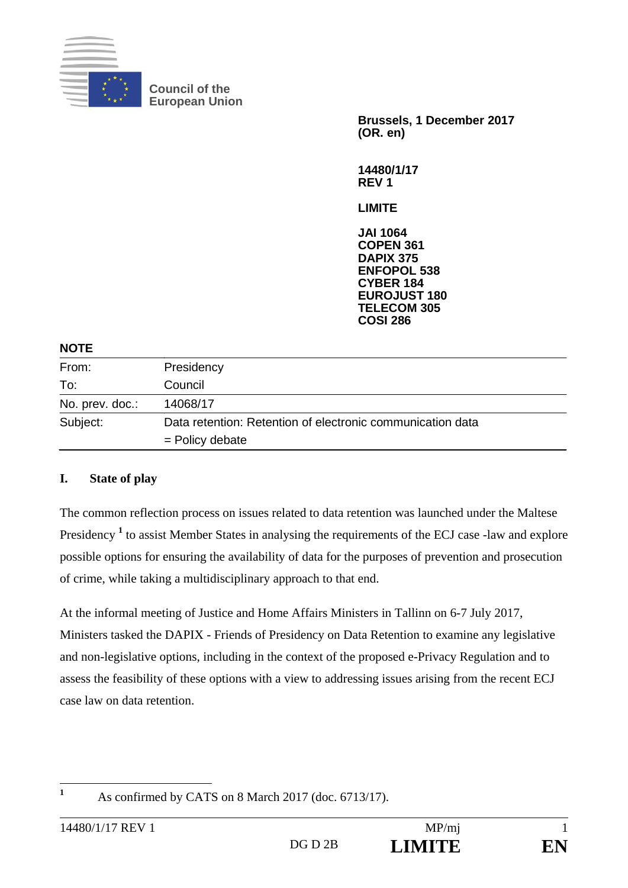Council of the European Union

**Brussels, 1 December 2017**
**(OR. en)**

**14480/1/17**
**REV 1**

**LIMITE**

**JAI 1064**
**COPEN 361**
**DAPIX 375**
**ENFOPOL 538**
**CYBER 184**
**EUROJUST 180**
**TELECOM 305**
**COSI 286**

**NOTE**

| | |
|---|---|
| From: | Presidency |
| To: | Council |
| No. prev. doc.: | 14068/17 |
| Subject: | Data retention: Retention of electronic communication data<br>= Policy debate |

## I. State of play

The common reflection process on issues related to data retention was launched under the Maltese Presidency [1] to assist Member States in analysing the requirements of the ECJ case -law and explore possible options for ensuring the availability of data for the purposes of prevention and prosecution of crime, while taking a multidisciplinary approach to that end.

At the informal meeting of Justice and Home Affairs Ministers in Tallinn on 6-7 July 2017, Ministers tasked the DAPIX - Friends of Presidency on Data Retention to examine any legislative and non-legislative options, including in the context of the proposed e-Privacy Regulation and to assess the feasibility of these options with a view to addressing issues arising from the recent ECJ case law on data retention.

[1] As confirmed by CATS on 8 March 2017 (doc. 6713/17).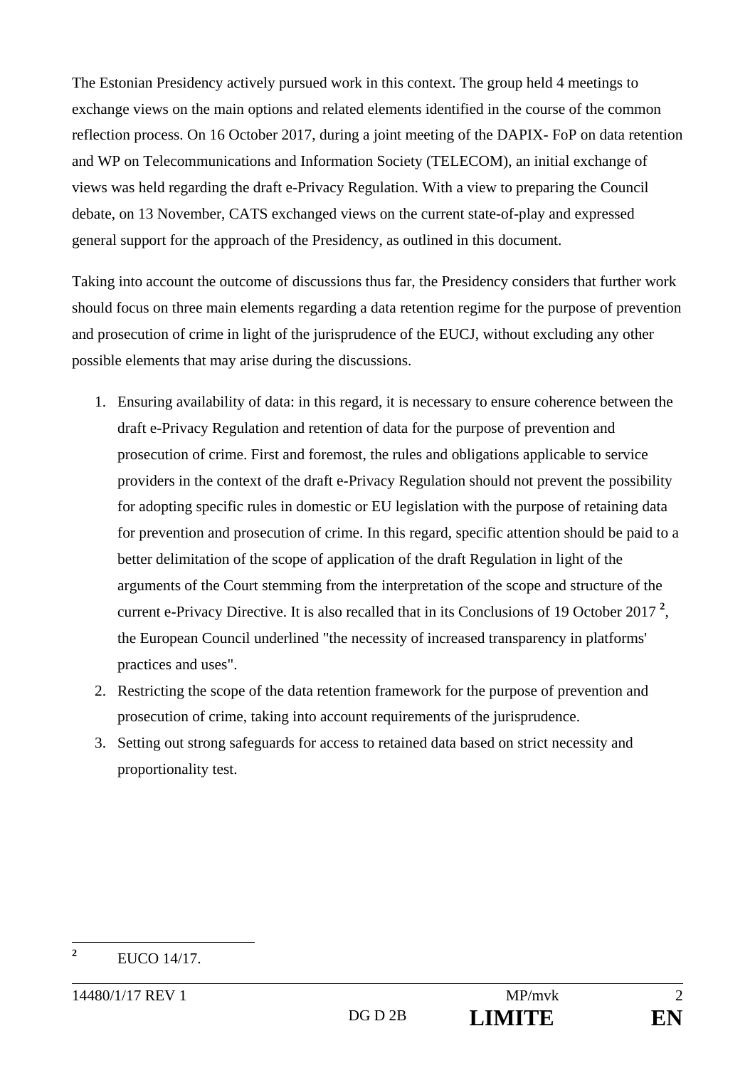The Estonian Presidency actively pursued work in this context. The group held 4 meetings to exchange views on the main options and related elements identified in the course of the common reflection process. On 16 October 2017, during a joint meeting of the DAPIX- FoP on data retention and WP on Telecommunications and Information Society (TELECOM), an initial exchange of views was held regarding the draft e-Privacy Regulation. With a view to preparing the Council debate, on 13 November, CATS exchanged views on the current state-of-play and expressed general support for the approach of the Presidency, as outlined in this document.

Taking into account the outcome of discussions thus far, the Presidency considers that further work should focus on three main elements regarding a data retention regime for the purpose of prevention and prosecution of crime in light of the jurisprudence of the EUCJ, without excluding any other possible elements that may arise during the discussions.

1. Ensuring availability of data: in this regard, it is necessary to ensure coherence between the draft e-Privacy Regulation and retention of data for the purpose of prevention and prosecution of crime. First and foremost, the rules and obligations applicable to service providers in the context of the draft e-Privacy Regulation should not prevent the possibility for adopting specific rules in domestic or EU legislation with the purpose of retaining data for prevention and prosecution of crime. In this regard, specific attention should be paid to a better delimitation of the scope of application of the draft Regulation in light of the arguments of the Court stemming from the interpretation of the scope and structure of the current e-Privacy Directive. It is also recalled that in its Conclusions of 19 October 2017 [2], the European Council underlined "the necessity of increased transparency in platforms' practices and uses".
2. Restricting the scope of the data retention framework for the purpose of prevention and prosecution of crime, taking into account requirements of the jurisprudence.
3. Setting out strong safeguards for access to retained data based on strict necessity and proportionality test.

[2] EUCO 14/17.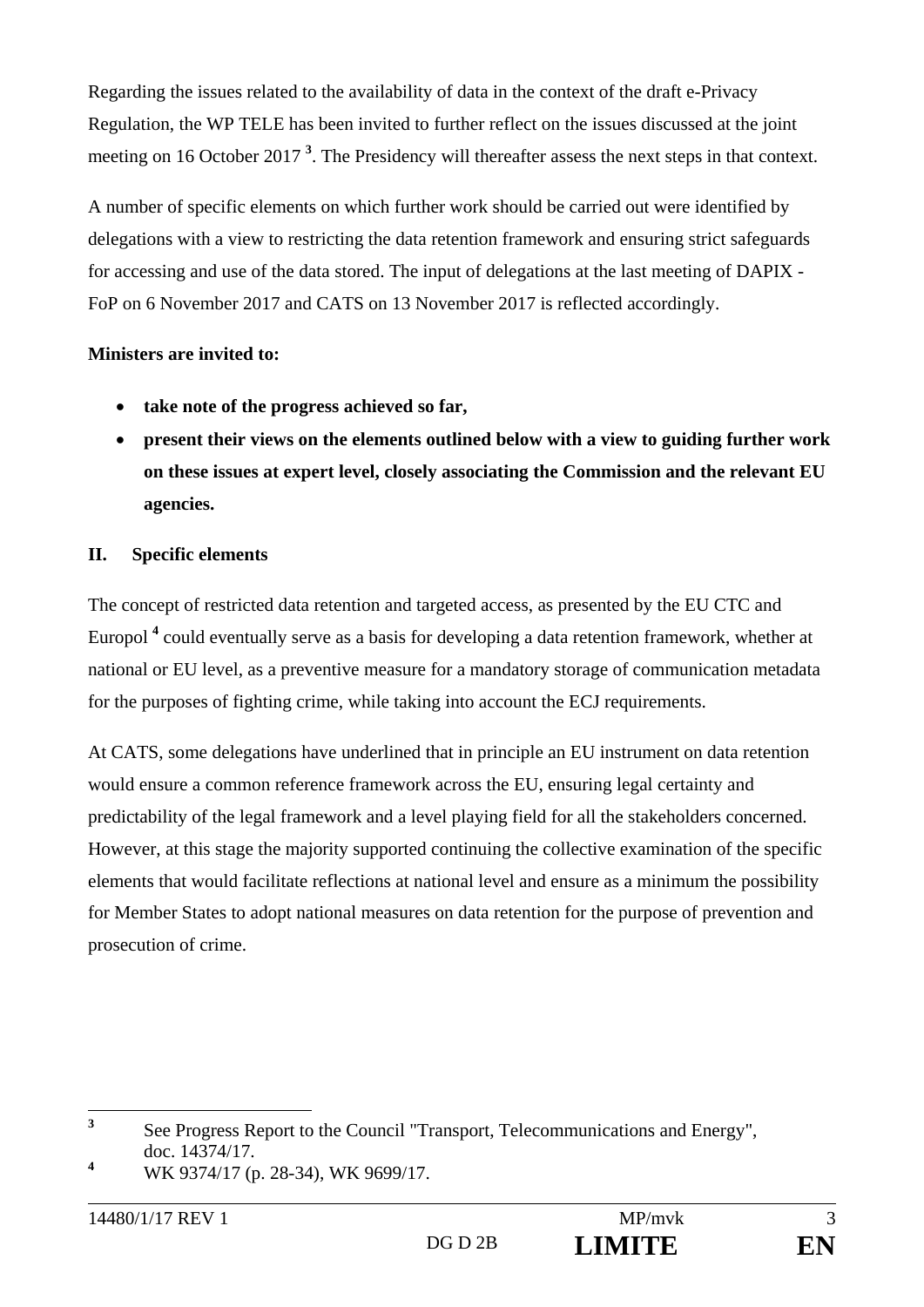Regarding the issues related to the availability of data in the context of the draft e-Privacy Regulation, the WP TELE has been invited to further reflect on the issues discussed at the joint meeting on 16 October 2017 [3]. The Presidency will thereafter assess the next steps in that context.

A number of specific elements on which further work should be carried out were identified by delegations with a view to restricting the data retention framework and ensuring strict safeguards for accessing and use of the data stored. The input of delegations at the last meeting of DAPIX - FoP on 6 November 2017 and CATS on 13 November 2017 is reflected accordingly.

**Ministers are invited to:**

- **take note of the progress achieved so far,**
- **present their views on the elements outlined below with a view to guiding further work on these issues at expert level, closely associating the Commission and the relevant EU agencies.**

## II. Specific elements

The concept of restricted data retention and targeted access, as presented by the EU CTC and Europol [4] could eventually serve as a basis for developing a data retention framework, whether at national or EU level, as a preventive measure for a mandatory storage of communication metadata for the purposes of fighting crime, while taking into account the ECJ requirements.

At CATS, some delegations have underlined that in principle an EU instrument on data retention would ensure a common reference framework across the EU, ensuring legal certainty and predictability of the legal framework and a level playing field for all the stakeholders concerned. However, at this stage the majority supported continuing the collective examination of the specific elements that would facilitate reflections at national level and ensure as a minimum the possibility for Member States to adopt national measures on data retention for the purpose of prevention and prosecution of crime.

---

[3] See Progress Report to the Council "Transport, Telecommunications and Energy", doc. 14374/17.

[4] WK 9374/17 (p. 28-34), WK 9699/17.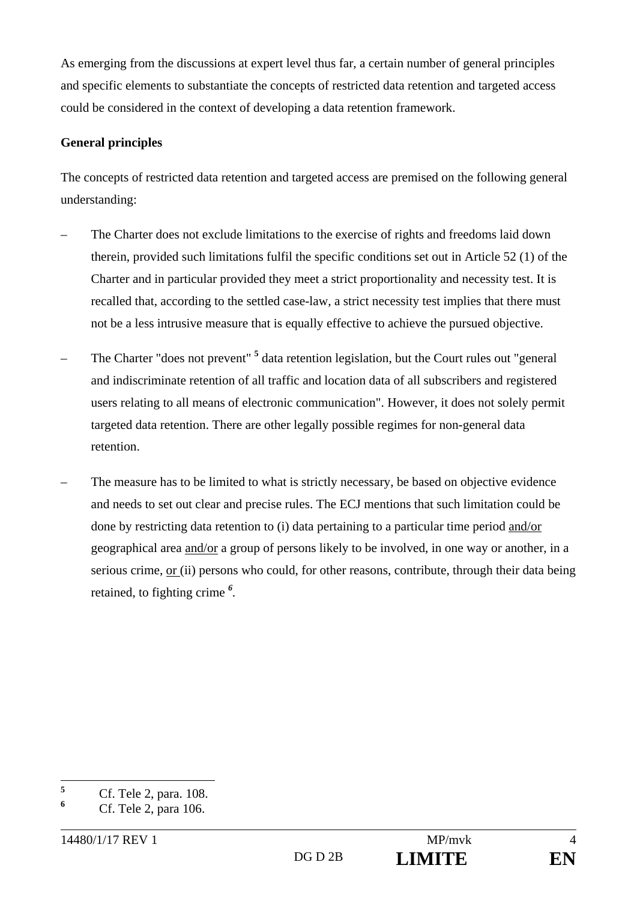As emerging from the discussions at expert level thus far, a certain number of general principles and specific elements to substantiate the concepts of restricted data retention and targeted access could be considered in the context of developing a data retention framework.

**General principles**

The concepts of restricted data retention and targeted access are premised on the following general understanding:

– The Charter does not exclude limitations to the exercise of rights and freedoms laid down therein, provided such limitations fulfil the specific conditions set out in Article 52 (1) of the Charter and in particular provided they meet a strict proportionality and necessity test. It is recalled that, according to the settled case-law, a strict necessity test implies that there must not be a less intrusive measure that is equally effective to achieve the pursued objective.

– The Charter "does not prevent" [5] data retention legislation, but the Court rules out "general and indiscriminate retention of all traffic and location data of all subscribers and registered users relating to all means of electronic communication". However, it does not solely permit targeted data retention. There are other legally possible regimes for non-general data retention.

– The measure has to be limited to what is strictly necessary, be based on objective evidence and needs to set out clear and precise rules. The ECJ mentions that such limitation could be done by restricting data retention to (i) data pertaining to a particular time period <u>and/or</u> geographical area <u>and/or</u> a group of persons likely to be involved, in one way or another, in a serious crime, <u>or</u> (ii) persons who could, for other reasons, contribute, through their data being retained, to fighting crime [6].

---

[5] Cf. Tele 2, para. 108.

[6] Cf. Tele 2, para 106.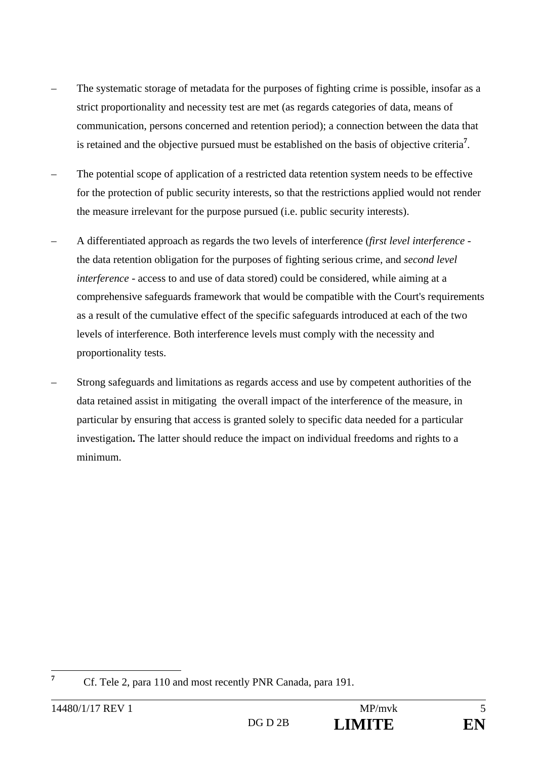- The systematic storage of metadata for the purposes of fighting crime is possible, insofar as a strict proportionality and necessity test are met (as regards categories of data, means of communication, persons concerned and retention period); a connection between the data that is retained and the objective pursued must be established on the basis of objective criteria[7].

- The potential scope of application of a restricted data retention system needs to be effective for the protection of public security interests, so that the restrictions applied would not render the measure irrelevant for the purpose pursued (i.e. public security interests).

- A differentiated approach as regards the two levels of interference (*first level interference* - the data retention obligation for the purposes of fighting serious crime, and *second level interference* - access to and use of data stored) could be considered, while aiming at a comprehensive safeguards framework that would be compatible with the Court's requirements as a result of the cumulative effect of the specific safeguards introduced at each of the two levels of interference. Both interference levels must comply with the necessity and proportionality tests.

- Strong safeguards and limitations as regards access and use by competent authorities of the data retained assist in mitigating the overall impact of the interference of the measure, in particular by ensuring that access is granted solely to specific data needed for a particular investigation**.** The latter should reduce the impact on individual freedoms and rights to a minimum.

---

[7] Cf. Tele 2, para 110 and most recently PNR Canada, para 191.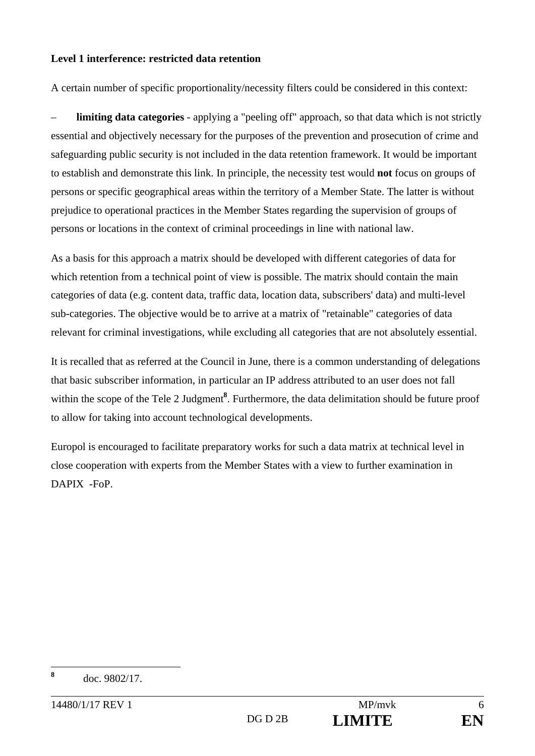**Level 1 interference: restricted data retention**

A certain number of specific proportionality/necessity filters could be considered in this context:

– **limiting data categories** - applying a "peeling off" approach, so that data which is not strictly essential and objectively necessary for the purposes of the prevention and prosecution of crime and safeguarding public security is not included in the data retention framework. It would be important to establish and demonstrate this link. In principle, the necessity test would **not** focus on groups of persons or specific geographical areas within the territory of a Member State. The latter is without prejudice to operational practices in the Member States regarding the supervision of groups of persons or locations in the context of criminal proceedings in line with national law.

As a basis for this approach a matrix should be developed with different categories of data for which retention from a technical point of view is possible. The matrix should contain the main categories of data (e.g. content data, traffic data, location data, subscribers' data) and multi-level sub-categories. The objective would be to arrive at a matrix of "retainable" categories of data relevant for criminal investigations, while excluding all categories that are not absolutely essential.

It is recalled that as referred at the Council in June, there is a common understanding of delegations that basic subscriber information, in particular an IP address attributed to an user does not fall within the scope of the Tele 2 Judgment[8]. Furthermore, the data delimitation should be future proof to allow for taking into account technological developments.

Europol is encouraged to facilitate preparatory works for such a data matrix at technical level in close cooperation with experts from the Member States with a view to further examination in DAPIX -FoP.

[8] doc. 9802/17.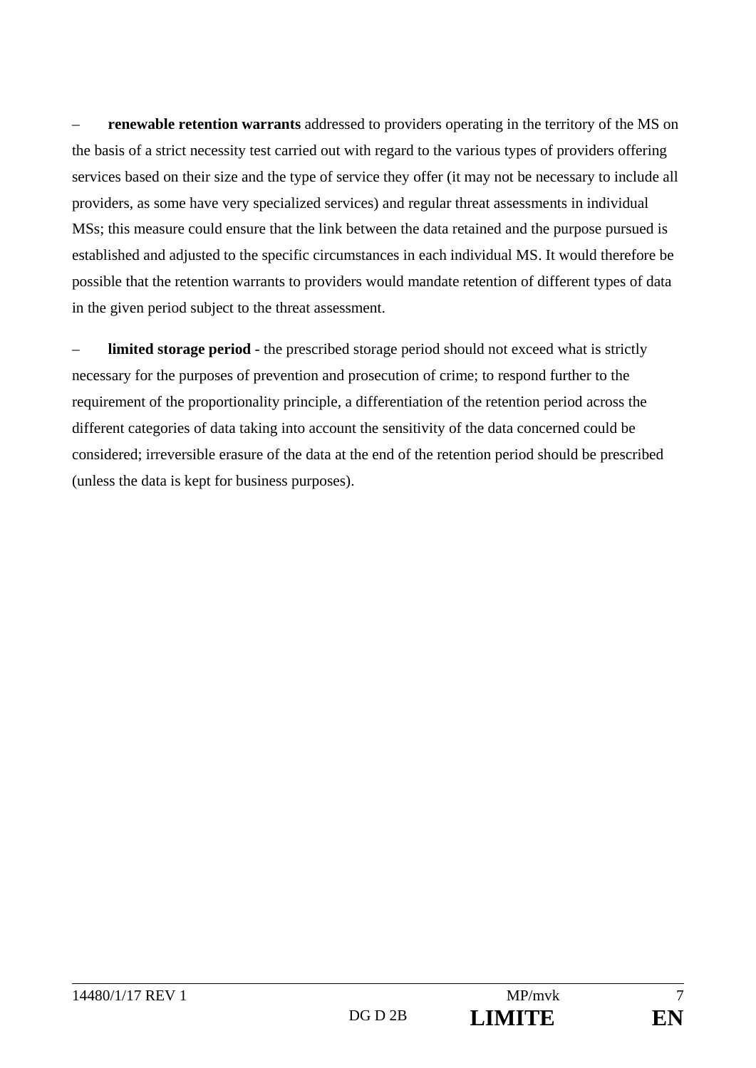- **renewable retention warrants** addressed to providers operating in the territory of the MS on the basis of a strict necessity test carried out with regard to the various types of providers offering services based on their size and the type of service they offer (it may not be necessary to include all providers, as some have very specialized services) and regular threat assessments in individual MSs; this measure could ensure that the link between the data retained and the purpose pursued is established and adjusted to the specific circumstances in each individual MS. It would therefore be possible that the retention warrants to providers would mandate retention of different types of data in the given period subject to the threat assessment.

- **limited storage period** - the prescribed storage period should not exceed what is strictly necessary for the purposes of prevention and prosecution of crime; to respond further to the requirement of the proportionality principle, a differentiation of the retention period across the different categories of data taking into account the sensitivity of the data concerned could be considered; irreversible erasure of the data at the end of the retention period should be prescribed (unless the data is kept for business purposes).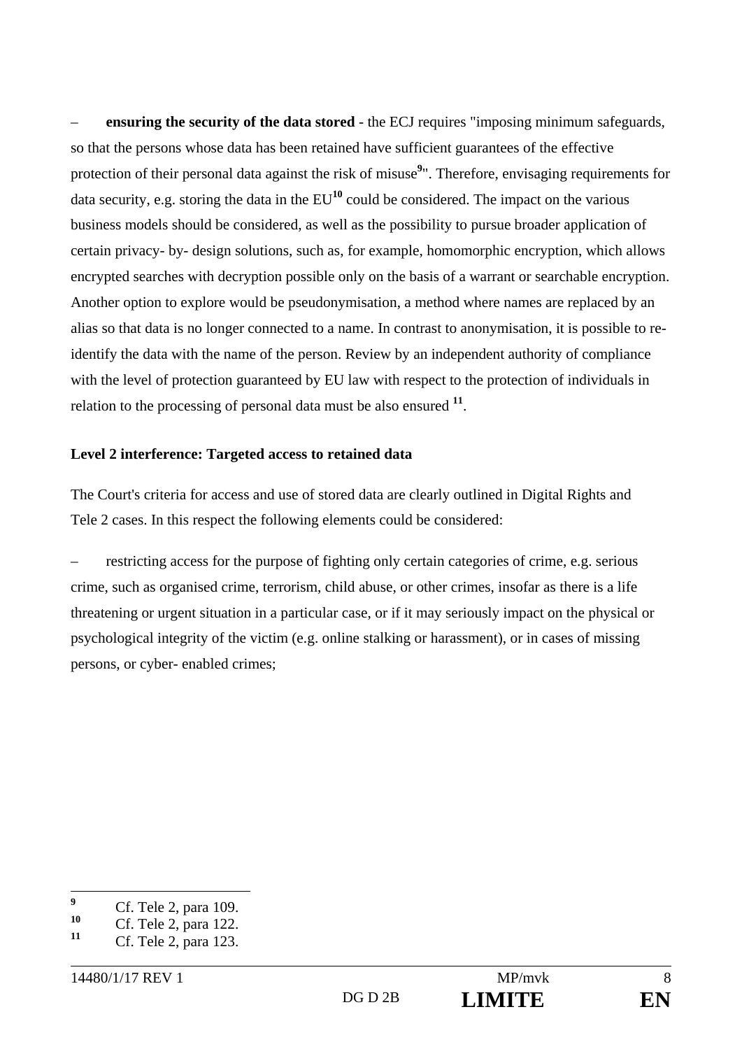– **ensuring the security of the data stored** - the ECJ requires "imposing minimum safeguards, so that the persons whose data has been retained have sufficient guarantees of the effective protection of their personal data against the risk of misuse[9]". Therefore, envisaging requirements for data security, e.g. storing the data in the EU[10] could be considered. The impact on the various business models should be considered, as well as the possibility to pursue broader application of certain privacy- by- design solutions, such as, for example, homomorphic encryption, which allows encrypted searches with decryption possible only on the basis of a warrant or searchable encryption. Another option to explore would be pseudonymisation, a method where names are replaced by an alias so that data is no longer connected to a name. In contrast to anonymisation, it is possible to re-identify the data with the name of the person. Review by an independent authority of compliance with the level of protection guaranteed by EU law with respect to the protection of individuals in relation to the processing of personal data must be also ensured [11].

**Level 2 interference: Targeted access to retained data**

The Court's criteria for access and use of stored data are clearly outlined in Digital Rights and Tele 2 cases. In this respect the following elements could be considered:

– restricting access for the purpose of fighting only certain categories of crime, e.g. serious crime, such as organised crime, terrorism, child abuse, or other crimes, insofar as there is a life threatening or urgent situation in a particular case, or if it may seriously impact on the physical or psychological integrity of the victim (e.g. online stalking or harassment), or in cases of missing persons, or cyber- enabled crimes;

---

[9] Cf. Tele 2, para 109.
[10] Cf. Tele 2, para 122.
[11] Cf. Tele 2, para 123.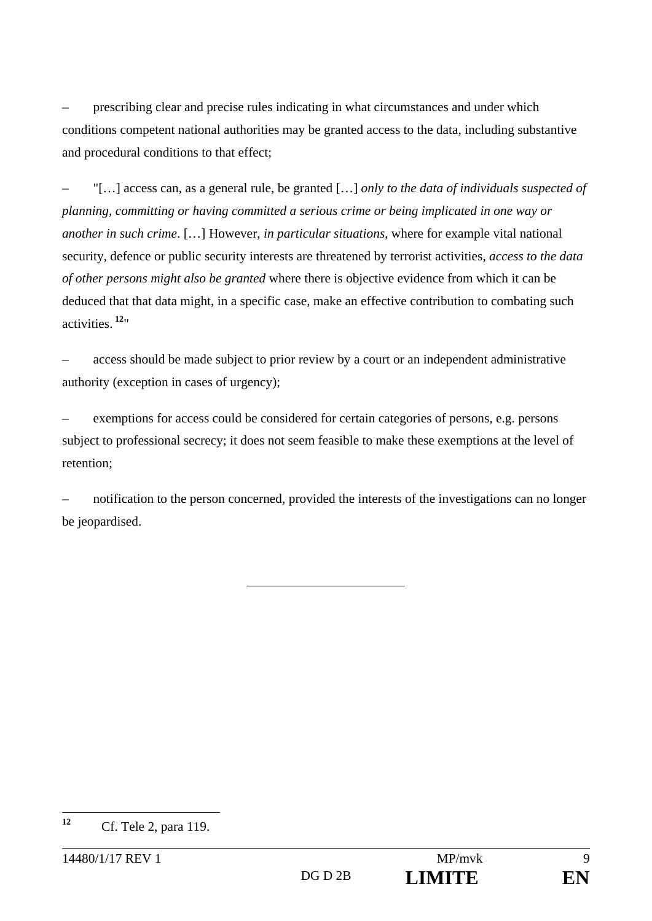– prescribing clear and precise rules indicating in what circumstances and under which conditions competent national authorities may be granted access to the data, including substantive and procedural conditions to that effect;

– "[…] access can, as a general rule, be granted […] *only to the data of individuals suspected of planning, committing or having committed a serious crime or being implicated in one way or another in such crime*. […] However, *in particular situations*, where for example vital national security, defence or public security interests are threatened by terrorist activities, *access to the data of other persons might also be granted* where there is objective evidence from which it can be deduced that that data might, in a specific case, make an effective contribution to combating such activities.[12]"

– access should be made subject to prior review by a court or an independent administrative authority (exception in cases of urgency);

– exemptions for access could be considered for certain categories of persons, e.g. persons subject to professional secrecy; it does not seem feasible to make these exemptions at the level of retention;

– notification to the person concerned, provided the interests of the investigations can no longer be jeopardised.

---

[12] Cf. Tele 2, para 119.